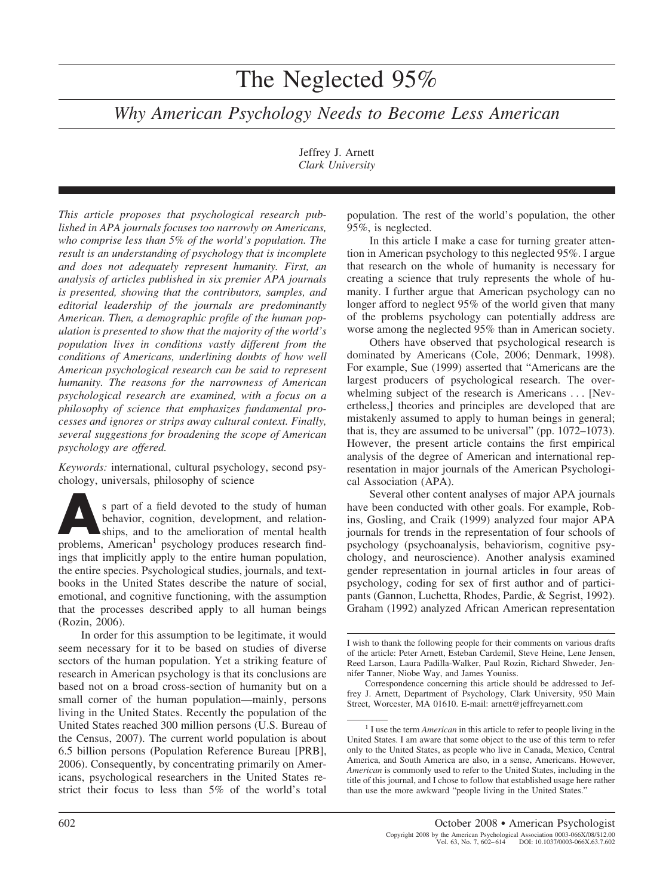# The Neglected 95%

## *Why American Psychology Needs to Become Less American*

Jeffrey J. Arnett
*Clark University*

*This article proposes that psychological research published in APA journals focuses too narrowly on Americans, who comprise less than 5% of the world's population. The result is an understanding of psychology that is incomplete and does not adequately represent humanity. First, an analysis of articles published in six premier APA journals is presented, showing that the contributors, samples, and editorial leadership of the journals are predominantly American. Then, a demographic profile of the human population is presented to show that the majority of the world's population lives in conditions vastly different from the conditions of Americans, underlining doubts of how well American psychological research can be said to represent humanity. The reasons for the narrowness of American psychological research are examined, with a focus on a philosophy of science that emphasizes fundamental processes and ignores or strips away cultural context. Finally, several suggestions for broadening the scope of American psychology are offered.*

*Keywords:* international, cultural psychology, second psychology, universals, philosophy of science

As part of a field devoted to the study of human behavior, cognition, development, and relationships, and to the amelioration of mental health problems, American[1] psychology produces research findings that implicitly apply to the entire human population, the entire species. Psychological studies, journals, and textbooks in the United States describe the nature of social, emotional, and cognitive functioning, with the assumption that the processes described apply to all human beings (Rozin, 2006).

In order for this assumption to be legitimate, it would seem necessary for it to be based on studies of diverse sectors of the human population. Yet a striking feature of research in American psychology is that its conclusions are based not on a broad cross-section of humanity but on a small corner of the human population—mainly, persons living in the United States. Recently the population of the United States reached 300 million persons (U.S. Bureau of the Census, 2007). The current world population is about 6.5 billion persons (Population Reference Bureau [PRB], 2006). Consequently, by concentrating primarily on Americans, psychological researchers in the United States restrict their focus to less than 5% of the world's total population. The rest of the world's population, the other 95%, is neglected.

In this article I make a case for turning greater attention in American psychology to this neglected 95%. I argue that research on the whole of humanity is necessary for creating a science that truly represents the whole of humanity. I further argue that American psychology can no longer afford to neglect 95% of the world given that many of the problems psychology can potentially address are worse among the neglected 95% than in American society.

Others have observed that psychological research is dominated by Americans (Cole, 2006; Denmark, 1998). For example, Sue (1999) asserted that "Americans are the largest producers of psychological research. The overwhelming subject of the research is Americans . . . [Nevertheless,] theories and principles are developed that are mistakenly assumed to apply to human beings in general; that is, they are assumed to be universal" (pp. 1072–1073). However, the present article contains the first empirical analysis of the degree of American and international representation in major journals of the American Psychological Association (APA).

Several other content analyses of major APA journals have been conducted with other goals. For example, Robins, Gosling, and Craik (1999) analyzed four major APA journals for trends in the representation of four schools of psychology (psychoanalysis, behaviorism, cognitive psychology, and neuroscience). Another analysis examined gender representation in journal articles in four areas of psychology, coding for sex of first author and of participants (Gannon, Luchetta, Rhodes, Pardie, & Segrist, 1992). Graham (1992) analyzed African American representation

I wish to thank the following people for their comments on various drafts of the article: Peter Arnett, Esteban Cardemil, Steve Heine, Lene Jensen, Reed Larson, Laura Padilla-Walker, Paul Rozin, Richard Shweder, Jennifer Tanner, Niobe Way, and James Youniss.

Correspondence concerning this article should be addressed to Jeffrey J. Arnett, Department of Psychology, Clark University, 950 Main Street, Worcester, MA 01610. E-mail: arnett@jeffreyarnett.com

[1] I use the term *American* in this article to refer to people living in the United States. I am aware that some object to the use of this term to refer only to the United States, as people who live in Canada, Mexico, Central America, and South America are also, in a sense, Americans. However, *American* is commonly used to refer to the United States, including in the title of this journal, and I chose to follow that established usage here rather than use the more awkward "people living in the United States."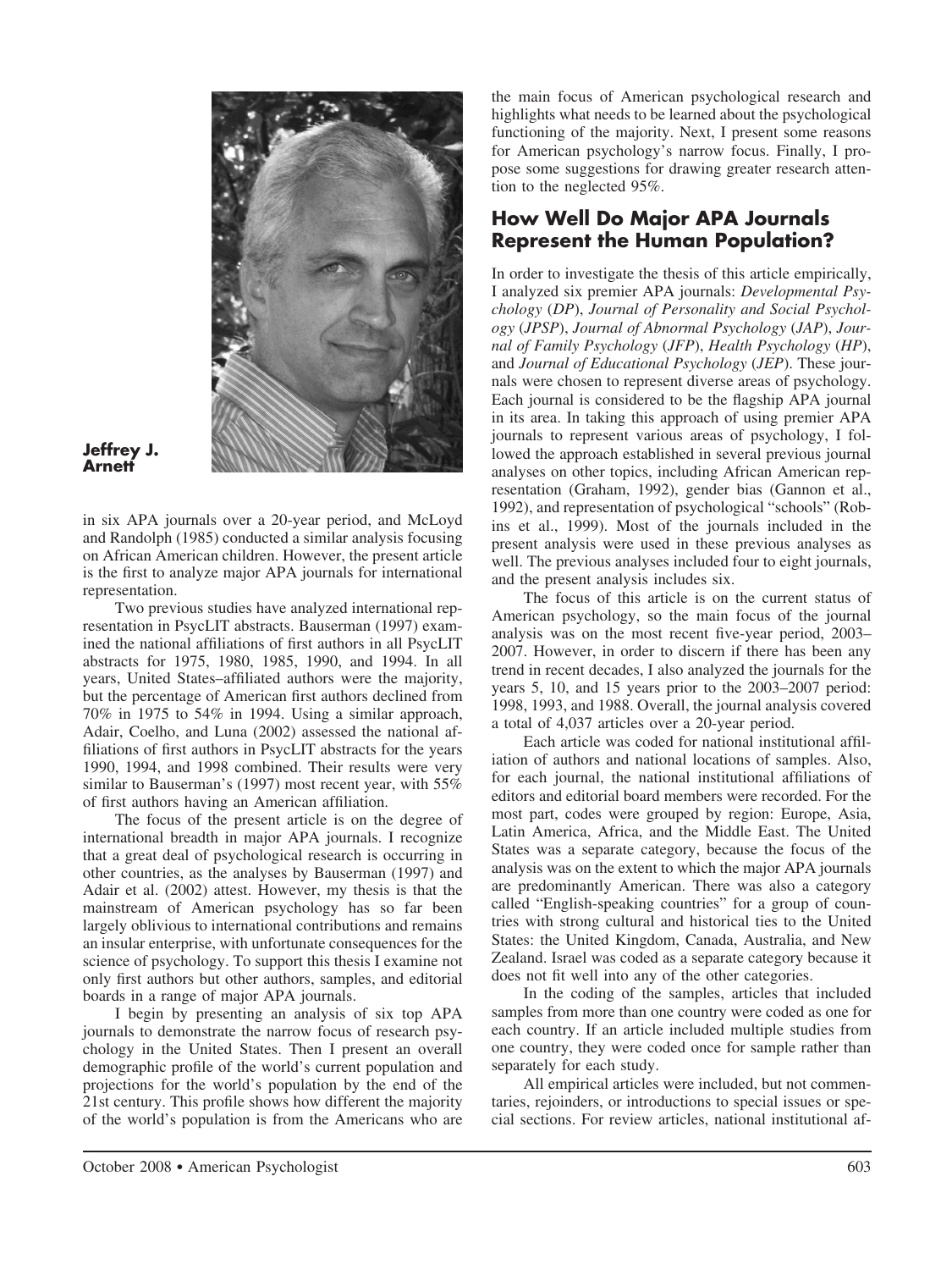**Jeffrey J. Arnett**

in six APA journals over a 20-year period, and McLoyd and Randolph (1985) conducted a similar analysis focusing on African American children. However, the present article is the first to analyze major APA journals for international representation.

Two previous studies have analyzed international representation in PsycLIT abstracts. Bauserman (1997) examined the national affiliations of first authors in all PsycLIT abstracts for 1975, 1980, 1985, 1990, and 1994. In all years, United States–affiliated authors were the majority, but the percentage of American first authors declined from 70% in 1975 to 54% in 1994. Using a similar approach, Adair, Coelho, and Luna (2002) assessed the national affiliations of first authors in PsycLIT abstracts for the years 1990, 1994, and 1998 combined. Their results were very similar to Bauserman's (1997) most recent year, with 55% of first authors having an American affiliation.

The focus of the present article is on the degree of international breadth in major APA journals. I recognize that a great deal of psychological research is occurring in other countries, as the analyses by Bauserman (1997) and Adair et al. (2002) attest. However, my thesis is that the mainstream of American psychology has so far been largely oblivious to international contributions and remains an insular enterprise, with unfortunate consequences for the science of psychology. To support this thesis I examine not only first authors but other authors, samples, and editorial boards in a range of major APA journals.

I begin by presenting an analysis of six top APA journals to demonstrate the narrow focus of research psychology in the United States. Then I present an overall demographic profile of the world's current population and projections for the world's population by the end of the 21st century. This profile shows how different the majority of the world's population is from the Americans who are the main focus of American psychological research and highlights what needs to be learned about the psychological functioning of the majority. Next, I present some reasons for American psychology's narrow focus. Finally, I propose some suggestions for drawing greater research attention to the neglected 95%.

## How Well Do Major APA Journals Represent the Human Population?

In order to investigate the thesis of this article empirically, I analyzed six premier APA journals: *Developmental Psychology* (*DP*), *Journal of Personality and Social Psychology* (*JPSP*), *Journal of Abnormal Psychology* (*JAP*), *Journal of Family Psychology* (*JFP*), *Health Psychology* (*HP*), and *Journal of Educational Psychology* (*JEP*). These journals were chosen to represent diverse areas of psychology. Each journal is considered to be the flagship APA journal in its area. In taking this approach of using premier APA journals to represent various areas of psychology, I followed the approach established in several previous journal analyses on other topics, including African American representation (Graham, 1992), gender bias (Gannon et al., 1992), and representation of psychological "schools" (Robins et al., 1999). Most of the journals included in the present analysis were used in these previous analyses as well. The previous analyses included four to eight journals, and the present analysis includes six.

The focus of this article is on the current status of American psychology, so the main focus of the journal analysis was on the most recent five-year period, 2003–2007. However, in order to discern if there has been any trend in recent decades, I also analyzed the journals for the years 5, 10, and 15 years prior to the 2003–2007 period: 1998, 1993, and 1988. Overall, the journal analysis covered a total of 4,037 articles over a 20-year period.

Each article was coded for national institutional affiliation of authors and national locations of samples. Also, for each journal, the national institutional affiliations of editors and editorial board members were recorded. For the most part, codes were grouped by region: Europe, Asia, Latin America, Africa, and the Middle East. The United States was a separate category, because the focus of the analysis was on the extent to which the major APA journals are predominantly American. There was also a category called "English-speaking countries" for a group of countries with strong cultural and historical ties to the United States: the United Kingdom, Canada, Australia, and New Zealand. Israel was coded as a separate category because it does not fit well into any of the other categories.

In the coding of the samples, articles that included samples from more than one country were coded as one for each country. If an article included multiple studies from one country, they were coded once for sample rather than separately for each study.

All empirical articles were included, but not commentaries, rejoinders, or introductions to special issues or special sections. For review articles, national institutional af-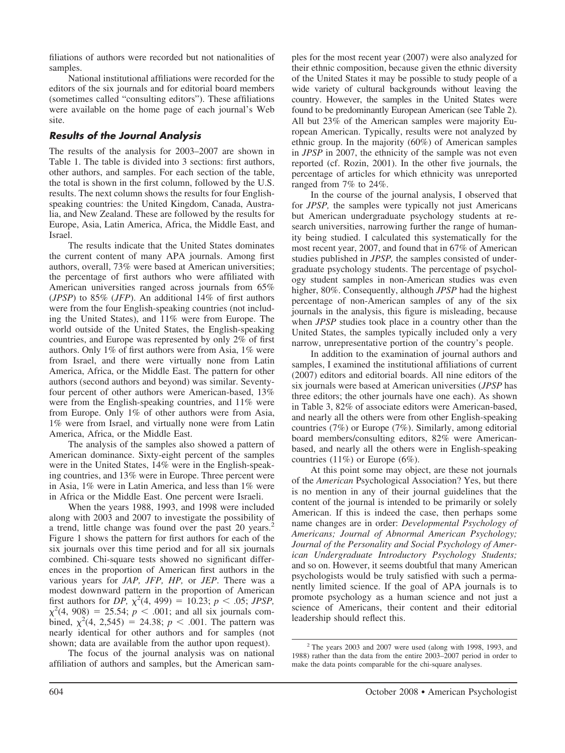filiations of authors were recorded but not nationalities of samples.

National institutional affiliations were recorded for the editors of the six journals and for editorial board members (sometimes called "consulting editors"). These affiliations were available on the home page of each journal's Web site.

### Results of the Journal Analysis

The results of the analysis for 2003–2007 are shown in Table 1. The table is divided into 3 sections: first authors, other authors, and samples. For each section of the table, the total is shown in the first column, followed by the U.S. results. The next column shows the results for four English-speaking countries: the United Kingdom, Canada, Australia, and New Zealand. These are followed by the results for Europe, Asia, Latin America, Africa, the Middle East, and Israel.

The results indicate that the United States dominates the current content of many APA journals. Among first authors, overall, 73% were based at American universities; the percentage of first authors who were affiliated with American universities ranged across journals from 65% (*JPSP*) to 85% (*JFP*). An additional 14% of first authors were from the four English-speaking countries (not including the United States), and 11% were from Europe. The world outside of the United States, the English-speaking countries, and Europe was represented by only 2% of first authors. Only 1% of first authors were from Asia, 1% were from Israel, and there were virtually none from Latin America, Africa, or the Middle East. The pattern for other authors (second authors and beyond) was similar. Seventy-four percent of other authors were American-based, 13% were from the English-speaking countries, and 11% were from Europe. Only 1% of other authors were from Asia, 1% were from Israel, and virtually none were from Latin America, Africa, or the Middle East.

The analysis of the samples also showed a pattern of American dominance. Sixty-eight percent of the samples were in the United States, 14% were in the English-speaking countries, and 13% were in Europe. Three percent were in Asia, 1% were in Latin America, and less than 1% were in Africa or the Middle East. One percent were Israeli.

When the years 1988, 1993, and 1998 were included along with 2003 and 2007 to investigate the possibility of a trend, little change was found over the past 20 years.[2] Figure 1 shows the pattern for first authors for each of the six journals over this time period and for all six journals combined. Chi-square tests showed no significant differences in the proportion of American first authors in the various years for *JAP, JFP, HP,* or *JEP*. There was a modest downward pattern in the proportion of American first authors for *DP*, $\chi^2(4, 499) = 10.23$; $p < .05$; *JPSP*, $\chi^2(4, 908) = 25.54$; $p < .001$; and all six journals combined, $\chi^2(4, 2{,}545) = 24.38$; $p < .001$. The pattern was nearly identical for other authors and for samples (not shown; data are available from the author upon request).

The focus of the journal analysis was on national affiliation of authors and samples, but the American samples for the most recent year (2007) were also analyzed for their ethnic composition, because given the ethnic diversity of the United States it may be possible to study people of a wide variety of cultural backgrounds without leaving the country. However, the samples in the United States were found to be predominantly European American (see Table 2). All but 23% of the American samples were majority European American. Typically, results were not analyzed by ethnic group. In the majority (60%) of American samples in *JPSP* in 2007, the ethnicity of the sample was not even reported (cf. Rozin, 2001). In the other five journals, the percentage of articles for which ethnicity was unreported ranged from 7% to 24%.

In the course of the journal analysis, I observed that for *JPSP,* the samples were typically not just Americans but American undergraduate psychology students at research universities, narrowing further the range of humanity being studied. I calculated this systematically for the most recent year, 2007, and found that in 67% of American studies published in *JPSP,* the samples consisted of undergraduate psychology students. The percentage of psychology student samples in non-American studies was even higher, 80%. Consequently, although *JPSP* had the highest percentage of non-American samples of any of the six journals in the analysis, this figure is misleading, because when *JPSP* studies took place in a country other than the United States, the samples typically included only a very narrow, unrepresentative portion of the country's people.

In addition to the examination of journal authors and samples, I examined the institutional affiliations of current (2007) editors and editorial boards. All nine editors of the six journals were based at American universities (*JPSP* has three editors; the other journals have one each). As shown in Table 3, 82% of associate editors were American-based, and nearly all the others were from other English-speaking countries (7%) or Europe (7%). Similarly, among editorial board members/consulting editors, 82% were American-based, and nearly all the others were in English-speaking countries (11%) or Europe (6%).

At this point some may object, are these not journals of the *American* Psychological Association? Yes, but there is no mention in any of their journal guidelines that the content of the journal is intended to be primarily or solely American. If this is indeed the case, then perhaps some name changes are in order: *Developmental Psychology of Americans; Journal of Abnormal American Psychology; Journal of the Personality and Social Psychology of American Undergraduate Introductory Psychology Students;* and so on. However, it seems doubtful that many American psychologists would be truly satisfied with such a permanently limited science. If the goal of APA journals is to promote psychology as a human science and not just a science of Americans, their content and their editorial leadership should reflect this.

[2] The years 2003 and 2007 were used (along with 1998, 1993, and 1988) rather than the data from the entire 2003–2007 period in order to make the data points comparable for the chi-square analyses.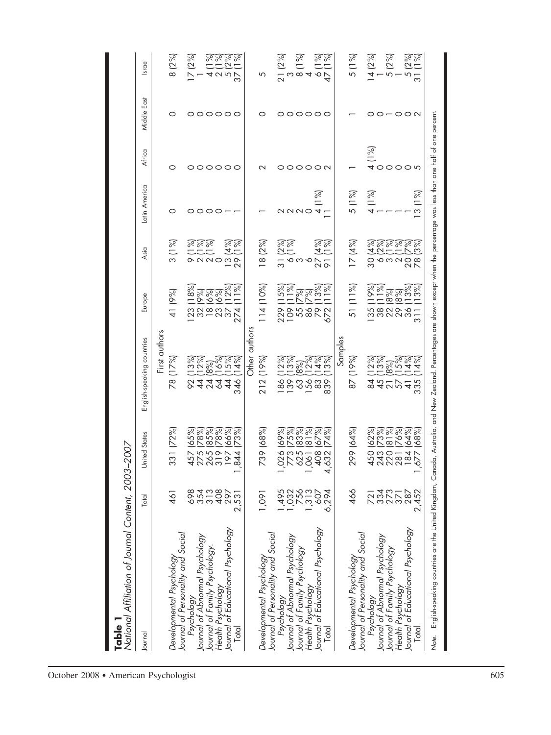**Table 1**
*National Affiliation of Journal Content, 2003–2007*

| Journal | Total | United States | English-speaking countries | Europe | Asia | Latin America | Africa | Middle East | Israel |
|---|---|---|---|---|---|---|---|---|---|
| | | | First authors | | | | | | |
| *Developmental Psychology* | 461 | 331 (72%) | 78 (17%) | 41 (9%) | 3 (1%) | 0 | 0 | 0 | 8 (2%) |
| *Journal of Personality and Social Psychology* | 698 | 457 (65%) | 92 (13%) | 123 (18%) | 9 (1%) | 0 | 0 | 0 | 17 (2%) |
| *Journal of Abnormal Psychology* | 354 | 275 (78%) | 44 (12%) | 32 (9%) | 2 (1%) | 0 | 0 | 0 | 1 |
| *Journal of Family Psychology* | 313 | 265 (85%) | 24 (8%) | 18 (6%) | 2 (1%) | 0 | 0 | 0 | 4 (1%) |
| *Health Psychology* | 408 | 319 (78%) | 64 (16%) | 23 (6%) | 0 | 0 | 0 | 0 | 2 (1%) |
| *Journal of Educational Psychology* | 297 | 197 (66%) | 44 (15%) | 37 (12%) | 13 (4%) | 1 | 0 | 0 | 5 (2%) |
| Total | 2,531 | 1,844 (73%) | 346 (14%) | 274 (11%) | 29 (1%) | 1 | 0 | 0 | 37 (1%) |
| | | | Other authors | | | | | | |
| *Developmental Psychology* | 1,091 | 739 (68%) | 212 (19%) | 114 (10%) | 18 (2%) | 1 | 2 | 0 | 5 |
| *Journal of Personality and Social Psychology* | 1,495 | 1,026 (69%) | 186 (12%) | 229 (15%) | 31 (2%) | 2 | 0 | 0 | 21 (2%) |
| *Journal of Abnormal Psychology* | 1,032 | 773 (75%) | 139 (13%) | 109 (11%) | 6 (1%) | 2 | 0 | 0 | 3 |
| *Journal of Family Psychology* | 756 | 625 (83%) | 63 (8%) | 55 (7%) | 3 | 2 | 0 | 0 | 8 (1%) |
| *Health Psychology* | 1,313 | 1,061 (81%) | 156 (12%) | 86 (7%) | 6 | 0 | 0 | 0 | 4 |
| *Journal of Educational Psychology* | 607 | 408 (67%) | 83 (14%) | 79 (13%) | 27 (4%) | 4 (1%) | 0 | 0 | 6 (1%) |
| Total | 6,294 | 4,632 (74%) | 839 (13%) | 672 (11%) | 91 (1%) | 11 | 2 | 0 | 47 (1%) |
| | | | Samples | | | | | | |
| *Developmental Psychology* | 466 | 299 (64%) | 87 (19%) | 51 (11%) | 17 (4%) | 5 (1%) | 1 | 1 | 5 (1%) |
| *Journal of Personality and Social Psychology* | 721 | 450 (62%) | 84 (12%) | 135 (19%) | 30 (4%) | 4 (1%) | 4 (1%) | 0 | 14 (2%) |
| *Journal of Abnormal Psychology* | 334 | 243 (73%) | 45 (13%) | 38 (11%) | 6 (2%) | 1 | 0 | 0 | 1 |
| *Journal of Family Psychology* | 273 | 220 (81%) | 21 (8%) | 22 (8%) | 3 (1%) | 1 | 0 | 1 | 5 (2%) |
| *Health Psychology* | 371 | 281 (76%) | 57 (15%) | 29 (8%) | 2 (1%) | 1 | 0 | 0 | 1 |
| *Journal of Educational Psychology* | 287 | 184 (64%) | 41 (14%) | 36 (13%) | 20 (7%) | 1 | 0 | 0 | 5 (2%) |
| Total | 2,452 | 1,677 (68%) | 335 (14%) | 311 (13%) | 78 (3%) | 13 (1%) | 5 | 2 | 31 (1%) |

*Note.* English-speaking countries are the United Kingdom, Canada, Australia, and New Zealand. Percentages are shown except when the percentage was less than one half of one percent.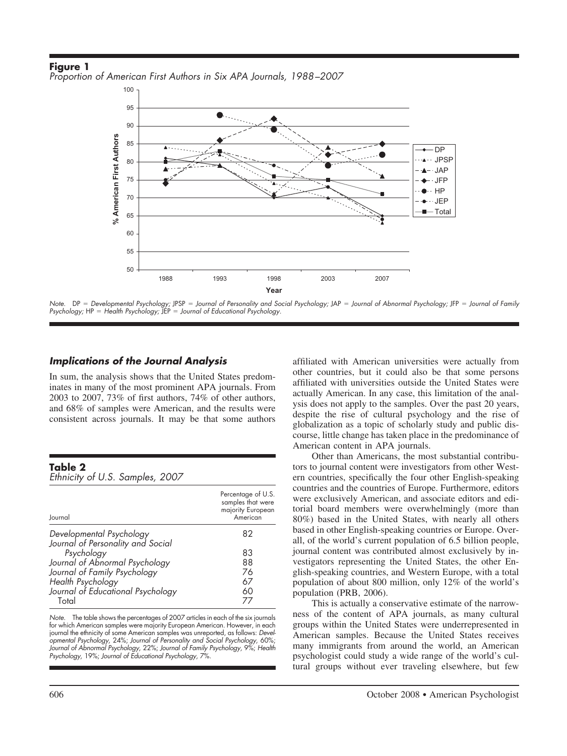**Figure 1**
*Proportion of American First Authors in Six APA Journals, 1988–2007*

*Note.* DP = *Developmental Psychology;* JPSP = *Journal of Personality and Social Psychology;* JAP = *Journal of Abnormal Psychology;* JFP = *Journal of Family Psychology;* HP = *Health Psychology;* JEP = *Journal of Educational Psychology.*

### *Implications of the Journal Analysis*

In sum, the analysis shows that the United States predominates in many of the most prominent APA journals. From 2003 to 2007, 73% of first authors, 74% of other authors, and 68% of samples were American, and the results were consistent across journals. It may be that some authors affiliated with American universities were actually from other countries, but it could also be that some persons affiliated with universities outside the United States were actually American. In any case, this limitation of the analysis does not apply to the samples. Over the past 20 years, despite the rise of cultural psychology and the rise of globalization as a topic of scholarly study and public discourse, little change has taken place in the predominance of American content in APA journals.

Other than Americans, the most substantial contributors to journal content were investigators from other Western countries, specifically the four other English-speaking countries and the countries of Europe. Furthermore, editors were exclusively American, and associate editors and editorial board members were overwhelmingly (more than 80%) based in the United States, with nearly all others based in other English-speaking countries or Europe. Overall, of the world's current population of 6.5 billion people, journal content was contributed almost exclusively by investigators representing the United States, the other English-speaking countries, and Western Europe, with a total population of about 800 million, only 12% of the world's population (PRB, 2006).

This is actually a conservative estimate of the narrowness of the content of APA journals, as many cultural groups within the United States were underrepresented in American samples. Because the United States receives many immigrants from around the world, an American psychologist could study a wide range of the world's cultural groups without ever traveling elsewhere, but few

**Table 2**
*Ethnicity of U.S. Samples, 2007*

| Journal | Percentage of U.S. samples that were majority European American |
|---|---|
| *Developmental Psychology* | 82 |
| *Journal of Personality and Social Psychology* | 83 |
| *Journal of Abnormal Psychology* | 88 |
| *Journal of Family Psychology* | 76 |
| *Health Psychology* | 67 |
| *Journal of Educational Psychology* | 60 |
| Total | 77 |

*Note.* The table shows the percentages of 2007 articles in each of the six journals for which American samples were majority European American. However, in each journal the ethnicity of some American samples was unreported, as follows: *Developmental Psychology,* 24%; *Journal of Personality and Social Psychology,* 60%; *Journal of Abnormal Psychology,* 22%; *Journal of Family Psychology,* 9%; *Health Psychology,* 19%; *Journal of Educational Psychology,* 7%.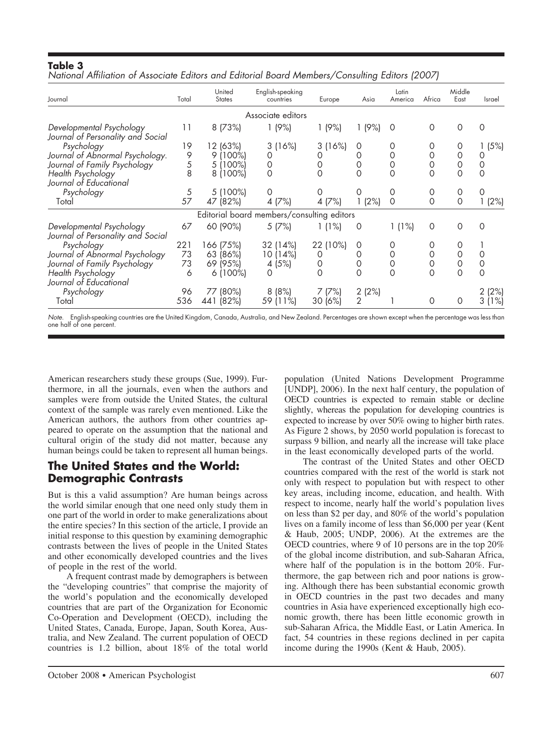**Table 3**
*National Affiliation of Associate Editors and Editorial Board Members/Consulting Editors (2007)*

| Journal | Total | United States | English-speaking countries | Europe | Asia | Latin America | Africa | Middle East | Israel |
|---|---|---|---|---|---|---|---|---|---|
| | | | Associate editors | | | | | | |
| *Developmental Psychology* | 11 | 8 (73%) | 1 (9%) | 1 (9%) | 1 (9%) | 0 | 0 | 0 | 0 |
| *Journal of Personality and Social Psychology* | 19 | 12 (63%) | 3 (16%) | 3 (16%) | 0 | 0 | 0 | 0 | 1 (5%) |
| *Journal of Abnormal Psychology.* | 9 | 9 (100%) | 0 | 0 | 0 | 0 | 0 | 0 | 0 |
| *Journal of Family Psychology* | 5 | 5 (100%) | 0 | 0 | 0 | 0 | 0 | 0 | 0 |
| *Health Psychology* | 8 | 8 (100%) | 0 | 0 | 0 | 0 | 0 | 0 | 0 |
| *Journal of Educational Psychology* | 5 | 5 (100%) | 0 | 0 | 0 | 0 | 0 | 0 | 0 |
| Total | 57 | 47 (82%) | 4 (7%) | 4 (7%) | 1 (2%) | 0 | 0 | 0 | 1 (2%) |
| | | | Editorial board members/consulting editors | | | | | | |
| *Developmental Psychology* | 67 | 60 (90%) | 5 (7%) | 1 (1%) | 0 | 1 (1%) | 0 | 0 | 0 |
| *Journal of Personality and Social Psychology* | 221 | 166 (75%) | 32 (14%) | 22 (10%) | 0 | 0 | 0 | 0 | 1 |
| *Journal of Abnormal Psychology* | 73 | 63 (86%) | 10 (14%) | 0 | 0 | 0 | 0 | 0 | 0 |
| *Journal of Family Psychology* | 73 | 69 (95%) | 4 (5%) | 0 | 0 | 0 | 0 | 0 | 0 |
| *Health Psychology* | 6 | 6 (100%) | 0 | 0 | 0 | 0 | 0 | 0 | 0 |
| *Journal of Educational Psychology* | 96 | 77 (80%) | 8 (8%) | 7 (7%) | 2 (2%) | | | | 2 (2%) |
| Total | 536 | 441 (82%) | 59 (11%) | 30 (6%) | 2 | 1 | 0 | 0 | 3 (1%) |

*Note.* English-speaking countries are the United Kingdom, Canada, Australia, and New Zealand. Percentages are shown except when the percentage was less than one half of one percent.

American researchers study these groups (Sue, 1999). Furthermore, in all the journals, even when the authors and samples were from outside the United States, the cultural context of the sample was rarely even mentioned. Like the American authors, the authors from other countries appeared to operate on the assumption that the national and cultural origin of the study did not matter, because any human beings could be taken to represent all human beings.

## The United States and the World: Demographic Contrasts

But is this a valid assumption? Are human beings across the world similar enough that one need only study them in one part of the world in order to make generalizations about the entire species? In this section of the article, I provide an initial response to this question by examining demographic contrasts between the lives of people in the United States and other economically developed countries and the lives of people in the rest of the world.

A frequent contrast made by demographers is between the "developing countries" that comprise the majority of the world's population and the economically developed countries that are part of the Organization for Economic Co-Operation and Development (OECD), including the United States, Canada, Europe, Japan, South Korea, Australia, and New Zealand. The current population of OECD countries is 1.2 billion, about 18% of the total world population (United Nations Development Programme [UNDP], 2006). In the next half century, the population of OECD countries is expected to remain stable or decline slightly, whereas the population for developing countries is expected to increase by over 50% owing to higher birth rates. As Figure 2 shows, by 2050 world population is forecast to surpass 9 billion, and nearly all the increase will take place in the least economically developed parts of the world.

The contrast of the United States and other OECD countries compared with the rest of the world is stark not only with respect to population but with respect to other key areas, including income, education, and health. With respect to income, nearly half the world's population lives on less than $2 per day, and 80% of the world's population lives on a family income of less than $6,000 per year (Kent & Haub, 2005; UNDP, 2006). At the extremes are the OECD countries, where 9 of 10 persons are in the top 20% of the global income distribution, and sub-Saharan Africa, where half of the population is in the bottom 20%. Furthermore, the gap between rich and poor nations is growing. Although there has been substantial economic growth in OECD countries in the past two decades and many countries in Asia have experienced exceptionally high economic growth, there has been little economic growth in sub-Saharan Africa, the Middle East, or Latin America. In fact, 54 countries in these regions declined in per capita income during the 1990s (Kent & Haub, 2005).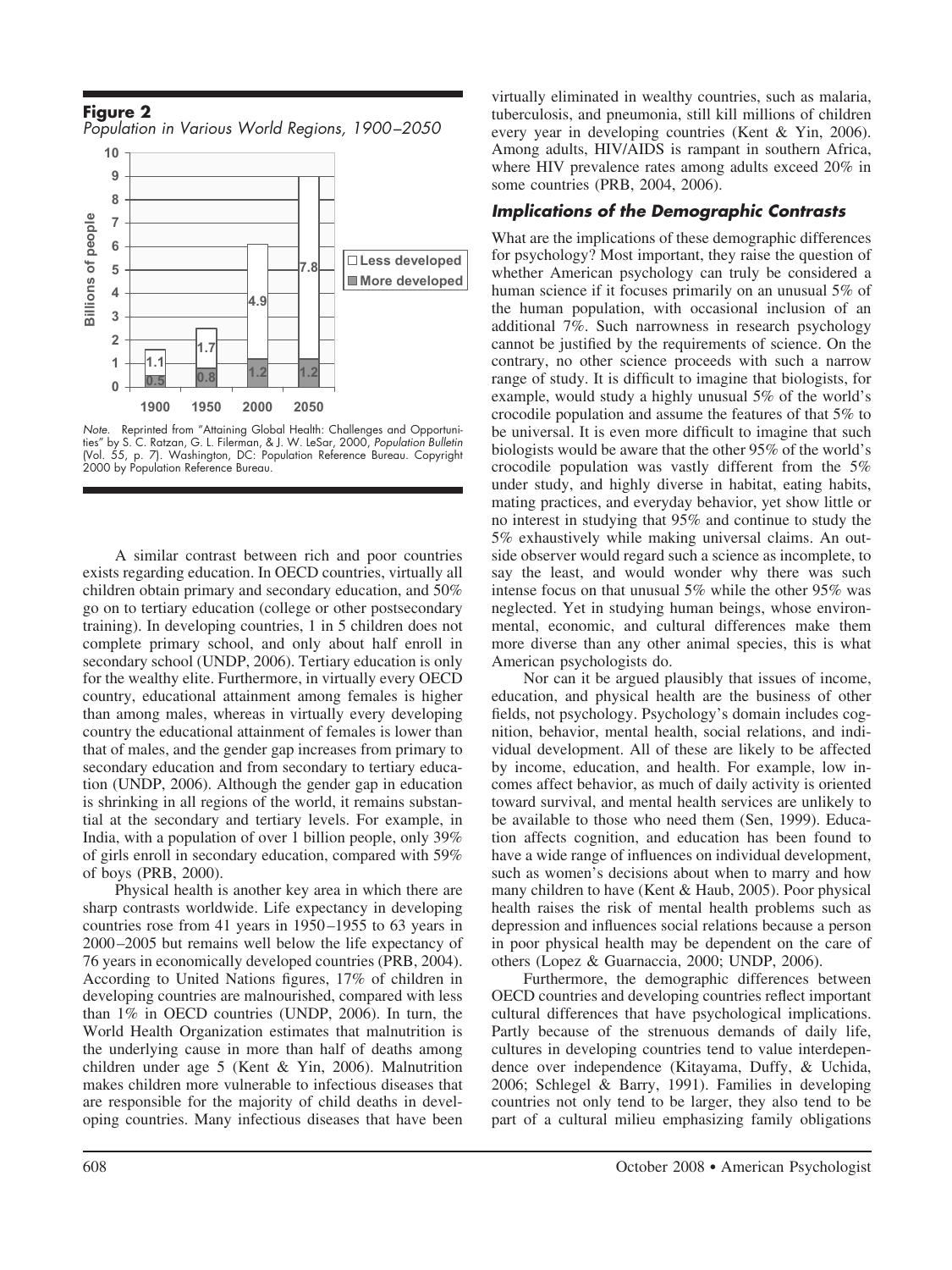**Figure 2**
*Population in Various World Regions, 1900–2050*

*Note.* Reprinted from "Attaining Global Health: Challenges and Opportunities" by S. C. Ratzan, G. L. Filerman, & J. W. LeSar, 2000, *Population Bulletin* (Vol. 55, p. 7). Washington, DC: Population Reference Bureau. Copyright 2000 by Population Reference Bureau.

A similar contrast between rich and poor countries exists regarding education. In OECD countries, virtually all children obtain primary and secondary education, and 50% go on to tertiary education (college or other postsecondary training). In developing countries, 1 in 5 children does not complete primary school, and only about half enroll in secondary school (UNDP, 2006). Tertiary education is only for the wealthy elite. Furthermore, in virtually every OECD country, educational attainment among females is higher than among males, whereas in virtually every developing country the educational attainment of females is lower than that of males, and the gender gap increases from primary to secondary education and from secondary to tertiary education (UNDP, 2006). Although the gender gap in education is shrinking in all regions of the world, it remains substantial at the secondary and tertiary levels. For example, in India, with a population of over 1 billion people, only 39% of girls enroll in secondary education, compared with 59% of boys (PRB, 2000).

Physical health is another key area in which there are sharp contrasts worldwide. Life expectancy in developing countries rose from 41 years in 1950–1955 to 63 years in 2000–2005 but remains well below the life expectancy of 76 years in economically developed countries (PRB, 2004). According to United Nations figures, 17% of children in developing countries are malnourished, compared with less than 1% in OECD countries (UNDP, 2006). In turn, the World Health Organization estimates that malnutrition is the underlying cause in more than half of deaths among children under age 5 (Kent & Yin, 2006). Malnutrition makes children more vulnerable to infectious diseases that are responsible for the majority of child deaths in developing countries. Many infectious diseases that have been virtually eliminated in wealthy countries, such as malaria, tuberculosis, and pneumonia, still kill millions of children every year in developing countries (Kent & Yin, 2006). Among adults, HIV/AIDS is rampant in southern Africa, where HIV prevalence rates among adults exceed 20% in some countries (PRB, 2004, 2006).

### *Implications of the Demographic Contrasts*

What are the implications of these demographic differences for psychology? Most important, they raise the question of whether American psychology can truly be considered a human science if it focuses primarily on an unusual 5% of the human population, with occasional inclusion of an additional 7%. Such narrowness in research psychology cannot be justified by the requirements of science. On the contrary, no other science proceeds with such a narrow range of study. It is difficult to imagine that biologists, for example, would study a highly unusual 5% of the world's crocodile population and assume the features of that 5% to be universal. It is even more difficult to imagine that such biologists would be aware that the other 95% of the world's crocodile population was vastly different from the 5% under study, and highly diverse in habitat, eating habits, mating practices, and everyday behavior, yet show little or no interest in studying that 95% and continue to study the 5% exhaustively while making universal claims. An outside observer would regard such a science as incomplete, to say the least, and would wonder why there was such intense focus on that unusual 5% while the other 95% was neglected. Yet in studying human beings, whose environmental, economic, and cultural differences make them more diverse than any other animal species, this is what American psychologists do.

Nor can it be argued plausibly that issues of income, education, and physical health are the business of other fields, not psychology. Psychology's domain includes cognition, behavior, mental health, social relations, and individual development. All of these are likely to be affected by income, education, and health. For example, low incomes affect behavior, as much of daily activity is oriented toward survival, and mental health services are unlikely to be available to those who need them (Sen, 1999). Education affects cognition, and education has been found to have a wide range of influences on individual development, such as women's decisions about when to marry and how many children to have (Kent & Haub, 2005). Poor physical health raises the risk of mental health problems such as depression and influences social relations because a person in poor physical health may be dependent on the care of others (Lopez & Guarnaccia, 2000; UNDP, 2006).

Furthermore, the demographic differences between OECD countries and developing countries reflect important cultural differences that have psychological implications. Partly because of the strenuous demands of daily life, cultures in developing countries tend to value interdependence over independence (Kitayama, Duffy, & Uchida, 2006; Schlegel & Barry, 1991). Families in developing countries not only tend to be larger, they also tend to be part of a cultural milieu emphasizing family obligations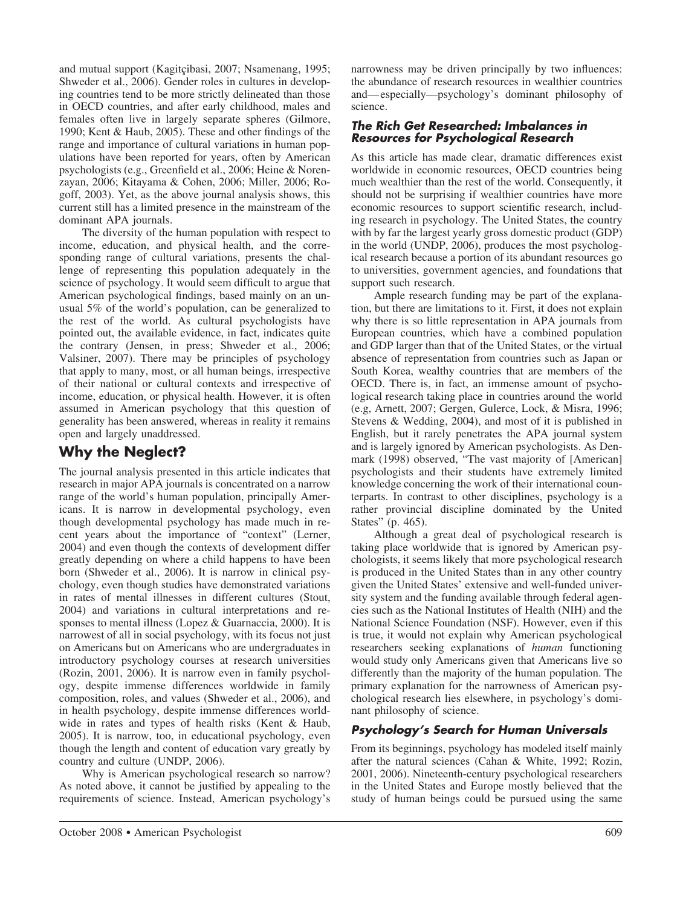and mutual support (Kagitçibasi, 2007; Nsamenang, 1995; Shweder et al., 2006). Gender roles in cultures in developing countries tend to be more strictly delineated than those in OECD countries, and after early childhood, males and females often live in largely separate spheres (Gilmore, 1990; Kent & Haub, 2005). These and other findings of the range and importance of cultural variations in human populations have been reported for years, often by American psychologists (e.g., Greenfield et al., 2006; Heine & Norenzayan, 2006; Kitayama & Cohen, 2006; Miller, 2006; Rogoff, 2003). Yet, as the above journal analysis shows, this current still has a limited presence in the mainstream of the dominant APA journals.

The diversity of the human population with respect to income, education, and physical health, and the corresponding range of cultural variations, presents the challenge of representing this population adequately in the science of psychology. It would seem difficult to argue that American psychological findings, based mainly on an unusual 5% of the world's population, can be generalized to the rest of the world. As cultural psychologists have pointed out, the available evidence, in fact, indicates quite the contrary (Jensen, in press; Shweder et al., 2006; Valsiner, 2007). There may be principles of psychology that apply to many, most, or all human beings, irrespective of their national or cultural contexts and irrespective of income, education, or physical health. However, it is often assumed in American psychology that this question of generality has been answered, whereas in reality it remains open and largely unaddressed.

## Why the Neglect?

The journal analysis presented in this article indicates that research in major APA journals is concentrated on a narrow range of the world's human population, principally Americans. It is narrow in developmental psychology, even though developmental psychology has made much in recent years about the importance of "context" (Lerner, 2004) and even though the contexts of development differ greatly depending on where a child happens to have been born (Shweder et al., 2006). It is narrow in clinical psychology, even though studies have demonstrated variations in rates of mental illnesses in different cultures (Stout, 2004) and variations in cultural interpretations and responses to mental illness (Lopez & Guarnaccia, 2000). It is narrowest of all in social psychology, with its focus not just on Americans but on Americans who are undergraduates in introductory psychology courses at research universities (Rozin, 2001, 2006). It is narrow even in family psychology, despite immense differences worldwide in family composition, roles, and values (Shweder et al., 2006), and in health psychology, despite immense differences worldwide in rates and types of health risks (Kent & Haub, 2005). It is narrow, too, in educational psychology, even though the length and content of education vary greatly by country and culture (UNDP, 2006).

Why is American psychological research so narrow? As noted above, it cannot be justified by appealing to the requirements of science. Instead, American psychology's narrowness may be driven principally by two influences: the abundance of research resources in wealthier countries and—especially—psychology's dominant philosophy of science.

### *The Rich Get Researched: Imbalances in Resources for Psychological Research*

As this article has made clear, dramatic differences exist worldwide in economic resources, OECD countries being much wealthier than the rest of the world. Consequently, it should not be surprising if wealthier countries have more economic resources to support scientific research, including research in psychology. The United States, the country with by far the largest yearly gross domestic product (GDP) in the world (UNDP, 2006), produces the most psychological research because a portion of its abundant resources go to universities, government agencies, and foundations that support such research.

Ample research funding may be part of the explanation, but there are limitations to it. First, it does not explain why there is so little representation in APA journals from European countries, which have a combined population and GDP larger than that of the United States, or the virtual absence of representation from countries such as Japan or South Korea, wealthy countries that are members of the OECD. There is, in fact, an immense amount of psychological research taking place in countries around the world (e.g, Arnett, 2007; Gergen, Gulerce, Lock, & Misra, 1996; Stevens & Wedding, 2004), and most of it is published in English, but it rarely penetrates the APA journal system and is largely ignored by American psychologists. As Denmark (1998) observed, "The vast majority of [American] psychologists and their students have extremely limited knowledge concerning the work of their international counterparts. In contrast to other disciplines, psychology is a rather provincial discipline dominated by the United States" (p. 465).

Although a great deal of psychological research is taking place worldwide that is ignored by American psychologists, it seems likely that more psychological research is produced in the United States than in any other country given the United States' extensive and well-funded university system and the funding available through federal agencies such as the National Institutes of Health (NIH) and the National Science Foundation (NSF). However, even if this is true, it would not explain why American psychological researchers seeking explanations of *human* functioning would study only Americans given that Americans live so differently than the majority of the human population. The primary explanation for the narrowness of American psychological research lies elsewhere, in psychology's dominant philosophy of science.

### *Psychology's Search for Human Universals*

From its beginnings, psychology has modeled itself mainly after the natural sciences (Cahan & White, 1992; Rozin, 2001, 2006). Nineteenth-century psychological researchers in the United States and Europe mostly believed that the study of human beings could be pursued using the same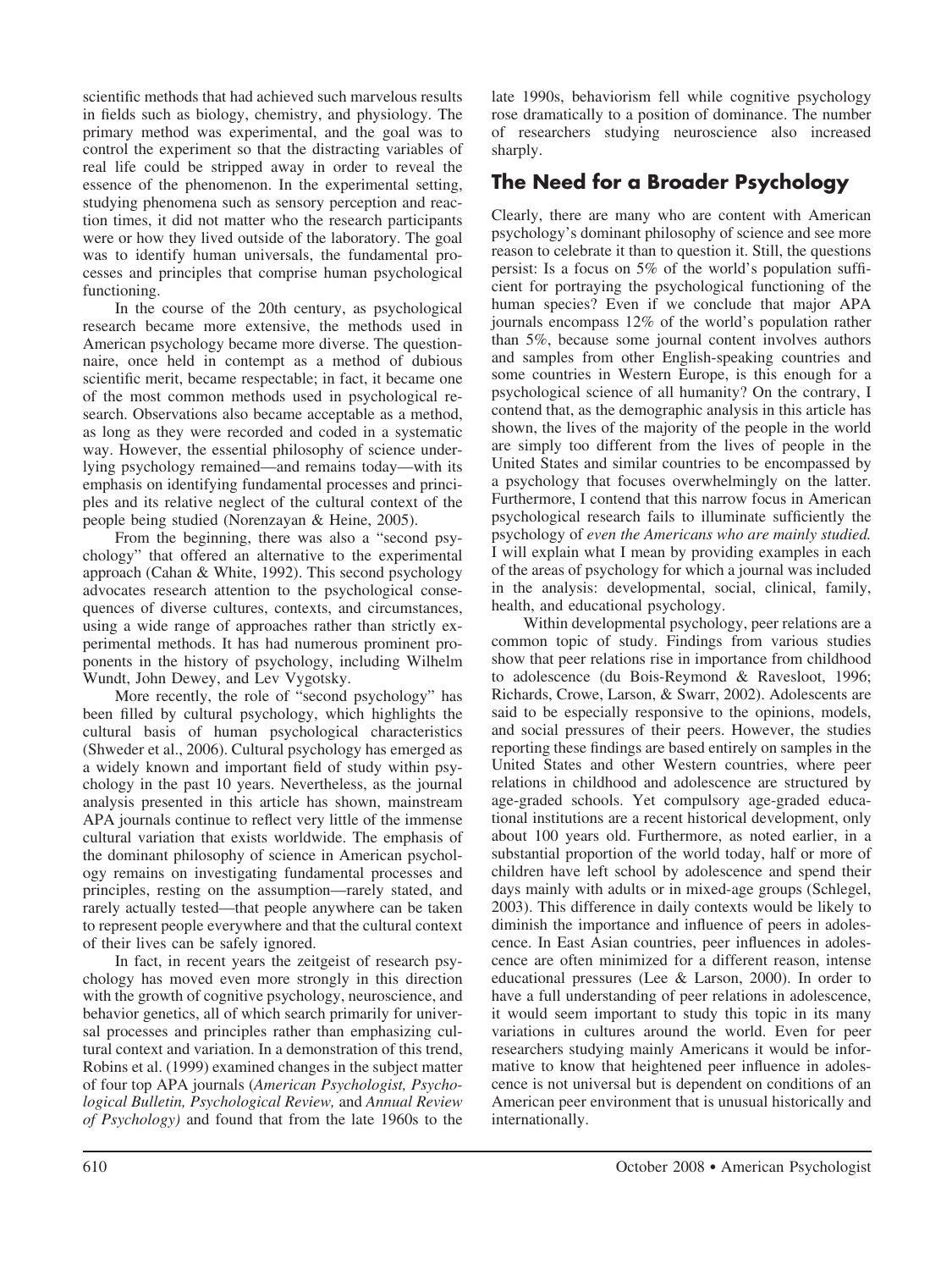scientific methods that had achieved such marvelous results in fields such as biology, chemistry, and physiology. The primary method was experimental, and the goal was to control the experiment so that the distracting variables of real life could be stripped away in order to reveal the essence of the phenomenon. In the experimental setting, studying phenomena such as sensory perception and reaction times, it did not matter who the research participants were or how they lived outside of the laboratory. The goal was to identify human universals, the fundamental processes and principles that comprise human psychological functioning.

In the course of the 20th century, as psychological research became more extensive, the methods used in American psychology became more diverse. The questionnaire, once held in contempt as a method of dubious scientific merit, became respectable; in fact, it became one of the most common methods used in psychological research. Observations also became acceptable as a method, as long as they were recorded and coded in a systematic way. However, the essential philosophy of science underlying psychology remained—and remains today—with its emphasis on identifying fundamental processes and principles and its relative neglect of the cultural context of the people being studied (Norenzayan & Heine, 2005).

From the beginning, there was also a "second psychology" that offered an alternative to the experimental approach (Cahan & White, 1992). This second psychology advocates research attention to the psychological consequences of diverse cultures, contexts, and circumstances, using a wide range of approaches rather than strictly experimental methods. It has had numerous prominent proponents in the history of psychology, including Wilhelm Wundt, John Dewey, and Lev Vygotsky.

More recently, the role of "second psychology" has been filled by cultural psychology, which highlights the cultural basis of human psychological characteristics (Shweder et al., 2006). Cultural psychology has emerged as a widely known and important field of study within psychology in the past 10 years. Nevertheless, as the journal analysis presented in this article has shown, mainstream APA journals continue to reflect very little of the immense cultural variation that exists worldwide. The emphasis of the dominant philosophy of science in American psychology remains on investigating fundamental processes and principles, resting on the assumption—rarely stated, and rarely actually tested—that people anywhere can be taken to represent people everywhere and that the cultural context of their lives can be safely ignored.

In fact, in recent years the zeitgeist of research psychology has moved even more strongly in this direction with the growth of cognitive psychology, neuroscience, and behavior genetics, all of which search primarily for universal processes and principles rather than emphasizing cultural context and variation. In a demonstration of this trend, Robins et al. (1999) examined changes in the subject matter of four top APA journals (*American Psychologist, Psychological Bulletin, Psychological Review,* and *Annual Review of Psychology)* and found that from the late 1960s to the late 1990s, behaviorism fell while cognitive psychology rose dramatically to a position of dominance. The number of researchers studying neuroscience also increased sharply.

## The Need for a Broader Psychology

Clearly, there are many who are content with American psychology's dominant philosophy of science and see more reason to celebrate it than to question it. Still, the questions persist: Is a focus on 5% of the world's population sufficient for portraying the psychological functioning of the human species? Even if we conclude that major APA journals encompass 12% of the world's population rather than 5%, because some journal content involves authors and samples from other English-speaking countries and some countries in Western Europe, is this enough for a psychological science of all humanity? On the contrary, I contend that, as the demographic analysis in this article has shown, the lives of the majority of the people in the world are simply too different from the lives of people in the United States and similar countries to be encompassed by a psychology that focuses overwhelmingly on the latter. Furthermore, I contend that this narrow focus in American psychological research fails to illuminate sufficiently the psychology of *even the Americans who are mainly studied.* I will explain what I mean by providing examples in each of the areas of psychology for which a journal was included in the analysis: developmental, social, clinical, family, health, and educational psychology.

Within developmental psychology, peer relations are a common topic of study. Findings from various studies show that peer relations rise in importance from childhood to adolescence (du Bois-Reymond & Ravesloot, 1996; Richards, Crowe, Larson, & Swarr, 2002). Adolescents are said to be especially responsive to the opinions, models, and social pressures of their peers. However, the studies reporting these findings are based entirely on samples in the United States and other Western countries, where peer relations in childhood and adolescence are structured by age-graded schools. Yet compulsory age-graded educational institutions are a recent historical development, only about 100 years old. Furthermore, as noted earlier, in a substantial proportion of the world today, half or more of children have left school by adolescence and spend their days mainly with adults or in mixed-age groups (Schlegel, 2003). This difference in daily contexts would be likely to diminish the importance and influence of peers in adolescence. In East Asian countries, peer influences in adolescence are often minimized for a different reason, intense educational pressures (Lee & Larson, 2000). In order to have a full understanding of peer relations in adolescence, it would seem important to study this topic in its many variations in cultures around the world. Even for peer researchers studying mainly Americans it would be informative to know that heightened peer influence in adolescence is not universal but is dependent on conditions of an American peer environment that is unusual historically and internationally.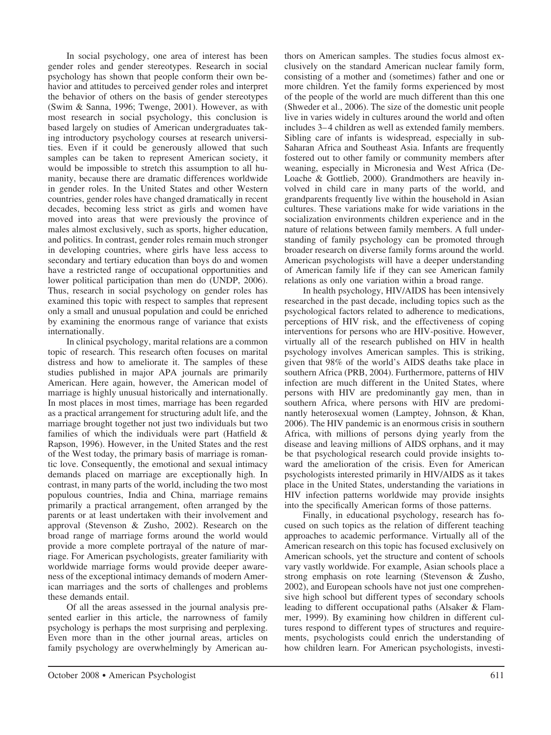In social psychology, one area of interest has been gender roles and gender stereotypes. Research in social psychology has shown that people conform their own behavior and attitudes to perceived gender roles and interpret the behavior of others on the basis of gender stereotypes (Swim & Sanna, 1996; Twenge, 2001). However, as with most research in social psychology, this conclusion is based largely on studies of American undergraduates taking introductory psychology courses at research universities. Even if it could be generously allowed that such samples can be taken to represent American society, it would be impossible to stretch this assumption to all humanity, because there are dramatic differences worldwide in gender roles. In the United States and other Western countries, gender roles have changed dramatically in recent decades, becoming less strict as girls and women have moved into areas that were previously the province of males almost exclusively, such as sports, higher education, and politics. In contrast, gender roles remain much stronger in developing countries, where girls have less access to secondary and tertiary education than boys do and women have a restricted range of occupational opportunities and lower political participation than men do (UNDP, 2006). Thus, research in social psychology on gender roles has examined this topic with respect to samples that represent only a small and unusual population and could be enriched by examining the enormous range of variance that exists internationally.

In clinical psychology, marital relations are a common topic of research. This research often focuses on marital distress and how to ameliorate it. The samples of these studies published in major APA journals are primarily American. Here again, however, the American model of marriage is highly unusual historically and internationally. In most places in most times, marriage has been regarded as a practical arrangement for structuring adult life, and the marriage brought together not just two individuals but two families of which the individuals were part (Hatfield & Rapson, 1996). However, in the United States and the rest of the West today, the primary basis of marriage is romantic love. Consequently, the emotional and sexual intimacy demands placed on marriage are exceptionally high. In contrast, in many parts of the world, including the two most populous countries, India and China, marriage remains primarily a practical arrangement, often arranged by the parents or at least undertaken with their involvement and approval (Stevenson & Zusho, 2002). Research on the broad range of marriage forms around the world would provide a more complete portrayal of the nature of marriage. For American psychologists, greater familiarity with worldwide marriage forms would provide deeper awareness of the exceptional intimacy demands of modern American marriages and the sorts of challenges and problems these demands entail.

Of all the areas assessed in the journal analysis presented earlier in this article, the narrowness of family psychology is perhaps the most surprising and perplexing. Even more than in the other journal areas, articles on family psychology are overwhelmingly by American authors on American samples. The studies focus almost exclusively on the standard American nuclear family form, consisting of a mother and (sometimes) father and one or more children. Yet the family forms experienced by most of the people of the world are much different than this one (Shweder et al., 2006). The size of the domestic unit people live in varies widely in cultures around the world and often includes 3–4 children as well as extended family members. Sibling care of infants is widespread, especially in sub-Saharan Africa and Southeast Asia. Infants are frequently fostered out to other family or community members after weaning, especially in Micronesia and West Africa (DeLoache & Gottlieb, 2000). Grandmothers are heavily involved in child care in many parts of the world, and grandparents frequently live within the household in Asian cultures. These variations make for wide variations in the socialization environments children experience and in the nature of relations between family members. A full understanding of family psychology can be promoted through broader research on diverse family forms around the world. American psychologists will have a deeper understanding of American family life if they can see American family relations as only one variation within a broad range.

In health psychology, HIV/AIDS has been intensively researched in the past decade, including topics such as the psychological factors related to adherence to medications, perceptions of HIV risk, and the effectiveness of coping interventions for persons who are HIV-positive. However, virtually all of the research published on HIV in health psychology involves American samples. This is striking, given that 98% of the world's AIDS deaths take place in southern Africa (PRB, 2004). Furthermore, patterns of HIV infection are much different in the United States, where persons with HIV are predominantly gay men, than in southern Africa, where persons with HIV are predominantly heterosexual women (Lamptey, Johnson, & Khan, 2006). The HIV pandemic is an enormous crisis in southern Africa, with millions of persons dying yearly from the disease and leaving millions of AIDS orphans, and it may be that psychological research could provide insights toward the amelioration of the crisis. Even for American psychologists interested primarily in HIV/AIDS as it takes place in the United States, understanding the variations in HIV infection patterns worldwide may provide insights into the specifically American forms of those patterns.

Finally, in educational psychology, research has focused on such topics as the relation of different teaching approaches to academic performance. Virtually all of the American research on this topic has focused exclusively on American schools, yet the structure and content of schools vary vastly worldwide. For example, Asian schools place a strong emphasis on rote learning (Stevenson & Zusho, 2002), and European schools have not just one comprehensive high school but different types of secondary schools leading to different occupational paths (Alsaker & Flammer, 1999). By examining how children in different cultures respond to different types of structures and requirements, psychologists could enrich the understanding of how children learn. For American psychologists, investi-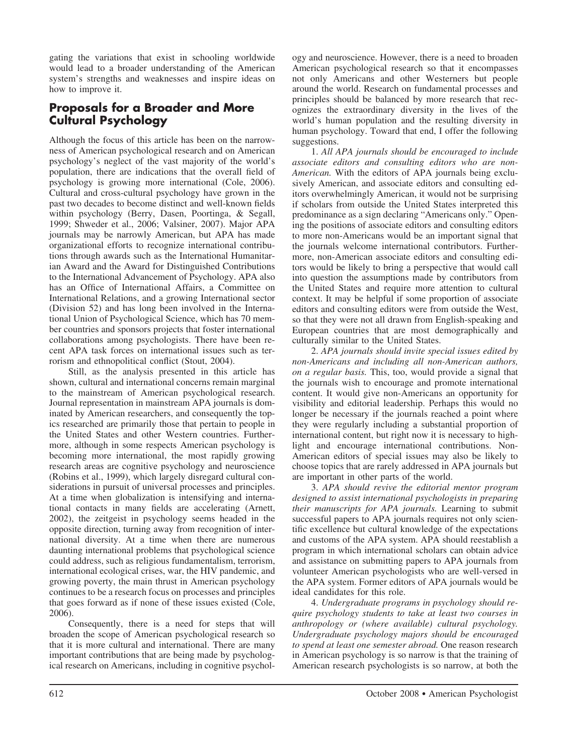gating the variations that exist in schooling worldwide would lead to a broader understanding of the American system's strengths and weaknesses and inspire ideas on how to improve it.

## Proposals for a Broader and More Cultural Psychology

Although the focus of this article has been on the narrowness of American psychological research and on American psychology's neglect of the vast majority of the world's population, there are indications that the overall field of psychology is growing more international (Cole, 2006). Cultural and cross-cultural psychology have grown in the past two decades to become distinct and well-known fields within psychology (Berry, Dasen, Poortinga, & Segall, 1999; Shweder et al., 2006; Valsiner, 2007). Major APA journals may be narrowly American, but APA has made organizational efforts to recognize international contributions through awards such as the International Humanitarian Award and the Award for Distinguished Contributions to the International Advancement of Psychology. APA also has an Office of International Affairs, a Committee on International Relations, and a growing International sector (Division 52) and has long been involved in the International Union of Psychological Science, which has 70 member countries and sponsors projects that foster international collaborations among psychologists. There have been recent APA task forces on international issues such as terrorism and ethnopolitical conflict (Stout, 2004).

Still, as the analysis presented in this article has shown, cultural and international concerns remain marginal to the mainstream of American psychological research. Journal representation in mainstream APA journals is dominated by American researchers, and consequently the topics researched are primarily those that pertain to people in the United States and other Western countries. Furthermore, although in some respects American psychology is becoming more international, the most rapidly growing research areas are cognitive psychology and neuroscience (Robins et al., 1999), which largely disregard cultural considerations in pursuit of universal processes and principles. At a time when globalization is intensifying and international contacts in many fields are accelerating (Arnett, 2002), the zeitgeist in psychology seems headed in the opposite direction, turning away from recognition of international diversity. At a time when there are numerous daunting international problems that psychological science could address, such as religious fundamentalism, terrorism, international ecological crises, war, the HIV pandemic, and growing poverty, the main thrust in American psychology continues to be a research focus on processes and principles that goes forward as if none of these issues existed (Cole, 2006).

Consequently, there is a need for steps that will broaden the scope of American psychological research so that it is more cultural and international. There are many important contributions that are being made by psychological research on Americans, including in cognitive psychology and neuroscience. However, there is a need to broaden American psychological research so that it encompasses not only Americans and other Westerners but people around the world. Research on fundamental processes and principles should be balanced by more research that recognizes the extraordinary diversity in the lives of the world's human population and the resulting diversity in human psychology. Toward that end, I offer the following suggestions.

1. *All APA journals should be encouraged to include associate editors and consulting editors who are non-American.* With the editors of APA journals being exclusively American, and associate editors and consulting editors overwhelmingly American, it would not be surprising if scholars from outside the United States interpreted this predominance as a sign declaring "Americans only." Opening the positions of associate editors and consulting editors to more non-Americans would be an important signal that the journals welcome international contributors. Furthermore, non-American associate editors and consulting editors would be likely to bring a perspective that would call into question the assumptions made by contributors from the United States and require more attention to cultural context. It may be helpful if some proportion of associate editors and consulting editors were from outside the West, so that they were not all drawn from English-speaking and European countries that are most demographically and culturally similar to the United States.

2. *APA journals should invite special issues edited by non-Americans and including all non-American authors, on a regular basis.* This, too, would provide a signal that the journals wish to encourage and promote international content. It would give non-Americans an opportunity for visibility and editorial leadership. Perhaps this would no longer be necessary if the journals reached a point where they were regularly including a substantial proportion of international content, but right now it is necessary to highlight and encourage international contributions. Non-American editors of special issues may also be likely to choose topics that are rarely addressed in APA journals but are important in other parts of the world.

3. *APA should revive the editorial mentor program designed to assist international psychologists in preparing their manuscripts for APA journals.* Learning to submit successful papers to APA journals requires not only scientific excellence but cultural knowledge of the expectations and customs of the APA system. APA should reestablish a program in which international scholars can obtain advice and assistance on submitting papers to APA journals from volunteer American psychologists who are well-versed in the APA system. Former editors of APA journals would be ideal candidates for this role.

4. *Undergraduate programs in psychology should require psychology students to take at least two courses in anthropology or (where available) cultural psychology. Undergraduate psychology majors should be encouraged to spend at least one semester abroad.* One reason research in American psychology is so narrow is that the training of American research psychologists is so narrow, at both the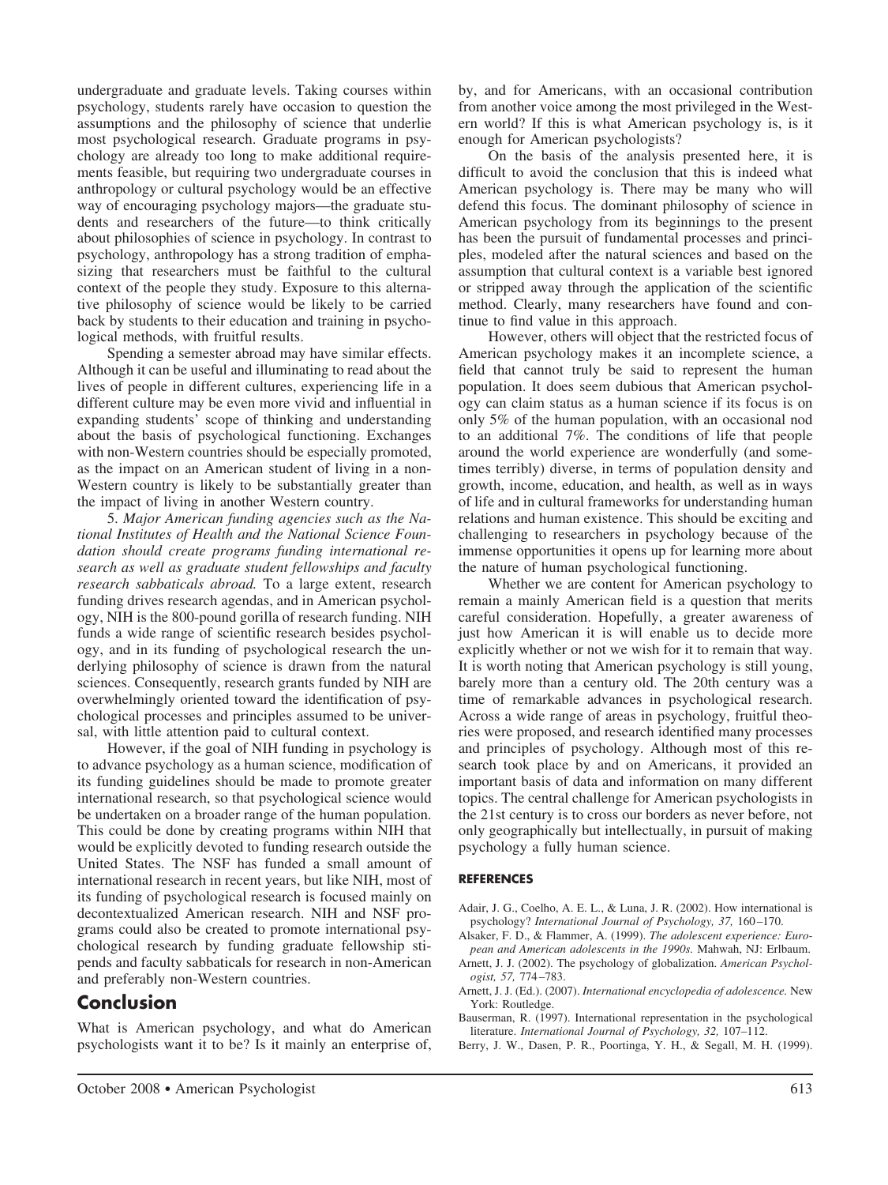undergraduate and graduate levels. Taking courses within psychology, students rarely have occasion to question the assumptions and the philosophy of science that underlie most psychological research. Graduate programs in psychology are already too long to make additional requirements feasible, but requiring two undergraduate courses in anthropology or cultural psychology would be an effective way of encouraging psychology majors—the graduate students and researchers of the future—to think critically about philosophies of science in psychology. In contrast to psychology, anthropology has a strong tradition of emphasizing that researchers must be faithful to the cultural context of the people they study. Exposure to this alternative philosophy of science would be likely to be carried back by students to their education and training in psychological methods, with fruitful results.

Spending a semester abroad may have similar effects. Although it can be useful and illuminating to read about the lives of people in different cultures, experiencing life in a different culture may be even more vivid and influential in expanding students' scope of thinking and understanding about the basis of psychological functioning. Exchanges with non-Western countries should be especially promoted, as the impact on an American student of living in a non-Western country is likely to be substantially greater than the impact of living in another Western country.

5. *Major American funding agencies such as the National Institutes of Health and the National Science Foundation should create programs funding international research as well as graduate student fellowships and faculty research sabbaticals abroad.* To a large extent, research funding drives research agendas, and in American psychology, NIH is the 800-pound gorilla of research funding. NIH funds a wide range of scientific research besides psychology, and in its funding of psychological research the underlying philosophy of science is drawn from the natural sciences. Consequently, research grants funded by NIH are overwhelmingly oriented toward the identification of psychological processes and principles assumed to be universal, with little attention paid to cultural context.

However, if the goal of NIH funding in psychology is to advance psychology as a human science, modification of its funding guidelines should be made to promote greater international research, so that psychological science would be undertaken on a broader range of the human population. This could be done by creating programs within NIH that would be explicitly devoted to funding research outside the United States. The NSF has funded a small amount of international research in recent years, but like NIH, most of its funding of psychological research is focused mainly on decontextualized American research. NIH and NSF programs could also be created to promote international psychological research by funding graduate fellowship stipends and faculty sabbaticals for research in non-American and preferably non-Western countries.

## Conclusion

What is American psychology, and what do American psychologists want it to be? Is it mainly an enterprise of, by, and for Americans, with an occasional contribution from another voice among the most privileged in the Western world? If this is what American psychology is, is it enough for American psychologists?

On the basis of the analysis presented here, it is difficult to avoid the conclusion that this is indeed what American psychology is. There may be many who will defend this focus. The dominant philosophy of science in American psychology from its beginnings to the present has been the pursuit of fundamental processes and principles, modeled after the natural sciences and based on the assumption that cultural context is a variable best ignored or stripped away through the application of the scientific method. Clearly, many researchers have found and continue to find value in this approach.

However, others will object that the restricted focus of American psychology makes it an incomplete science, a field that cannot truly be said to represent the human population. It does seem dubious that American psychology can claim status as a human science if its focus is on only 5% of the human population, with an occasional nod to an additional 7%. The conditions of life that people around the world experience are wonderfully (and sometimes terribly) diverse, in terms of population density and growth, income, education, and health, as well as in ways of life and in cultural frameworks for understanding human relations and human existence. This should be exciting and challenging to researchers in psychology because of the immense opportunities it opens up for learning more about the nature of human psychological functioning.

Whether we are content for American psychology to remain a mainly American field is a question that merits careful consideration. Hopefully, a greater awareness of just how American it is will enable us to decide more explicitly whether or not we wish for it to remain that way. It is worth noting that American psychology is still young, barely more than a century old. The 20th century was a time of remarkable advances in psychological research. Across a wide range of areas in psychology, fruitful theories were proposed, and research identified many processes and principles of psychology. Although most of this research took place by and on Americans, it provided an important basis of data and information on many different topics. The central challenge for American psychologists in the 21st century is to cross our borders as never before, not only geographically but intellectually, in pursuit of making psychology a fully human science.

### REFERENCES

Adair, J. G., Coelho, A. E. L., & Luna, J. R. (2002). How international is psychology? *International Journal of Psychology, 37,* 160–170.

Alsaker, F. D., & Flammer, A. (1999). *The adolescent experience: European and American adolescents in the 1990s.* Mahwah, NJ: Erlbaum.

Arnett, J. J. (2002). The psychology of globalization. *American Psychologist, 57,* 774–783.

Arnett, J. J. (Ed.). (2007). *International encyclopedia of adolescence.* New York: Routledge.

Bauserman, R. (1997). International representation in the psychological literature. *International Journal of Psychology, 32,* 107–112.

Berry, J. W., Dasen, P. R., Poortinga, Y. H., & Segall, M. H. (1999).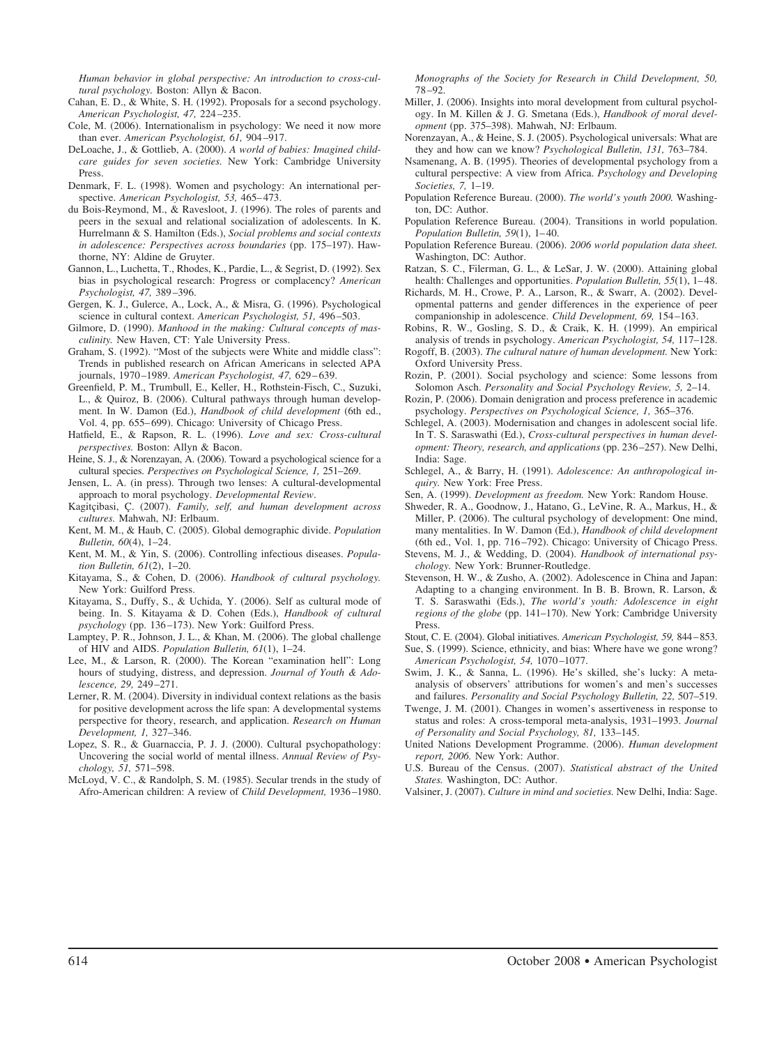*Human behavior in global perspective: An introduction to cross-cultural psychology.* Boston: Allyn & Bacon.

Cahan, E. D., & White, S. H. (1992). Proposals for a second psychology. *American Psychologist, 47,* 224–235.

Cole, M. (2006). Internationalism in psychology: We need it now more than ever. *American Psychologist, 61,* 904–917.

DeLoache, J., & Gottlieb, A. (2000). *A world of babies: Imagined childcare guides for seven societies.* New York: Cambridge University Press.

Denmark, F. L. (1998). Women and psychology: An international perspective. *American Psychologist, 53,* 465–473.

du Bois-Reymond, M., & Ravesloot, J. (1996). The roles of parents and peers in the sexual and relational socialization of adolescents. In K. Hurrelmann & S. Hamilton (Eds.), *Social problems and social contexts in adolescence: Perspectives across boundaries* (pp. 175–197). Hawthorne, NY: Aldine de Gruyter.

Gannon, L., Luchetta, T., Rhodes, K., Pardie, L., & Segrist, D. (1992). Sex bias in psychological research: Progress or complacency? *American Psychologist, 47,* 389–396.

Gergen, K. J., Gulerce, A., Lock, A., & Misra, G. (1996). Psychological science in cultural context. *American Psychologist, 51,* 496–503.

Gilmore, D. (1990). *Manhood in the making: Cultural concepts of masculinity.* New Haven, CT: Yale University Press.

Graham, S. (1992). "Most of the subjects were White and middle class": Trends in published research on African Americans in selected APA journals, 1970–1989. *American Psychologist, 47,* 629–639.

Greenfield, P. M., Trumbull, E., Keller, H., Rothstein-Fisch, C., Suzuki, L., & Quiroz, B. (2006). Cultural pathways through human development. In W. Damon (Ed.), *Handbook of child development* (6th ed., Vol. 4, pp. 655–699). Chicago: University of Chicago Press.

Hatfield, E., & Rapson, R. L. (1996). *Love and sex: Cross-cultural perspectives.* Boston: Allyn & Bacon.

Heine, S. J., & Norenzayan, A. (2006). Toward a psychological science for a cultural species. *Perspectives on Psychological Science, 1,* 251–269.

Jensen, L. A. (in press). Through two lenses: A cultural-developmental approach to moral psychology. *Developmental Review*.

Kagitçibasi, Ç. (2007). *Family, self, and human development across cultures.* Mahwah, NJ: Erlbaum.

Kent, M. M., & Haub, C. (2005). Global demographic divide. *Population Bulletin, 60*(4), 1–24.

Kent, M. M., & Yin, S. (2006). Controlling infectious diseases. *Population Bulletin, 61*(2), 1–20.

Kitayama, S., & Cohen, D. (2006). *Handbook of cultural psychology.* New York: Guilford Press.

Kitayama, S., Duffy, S., & Uchida, Y. (2006). Self as cultural mode of being. In S. Kitayama & D. Cohen (Eds.), *Handbook of cultural psychology* (pp. 136–173). New York: Guilford Press.

Lamptey, P. R., Johnson, J. L., & Khan, M. (2006). The global challenge of HIV and AIDS. *Population Bulletin, 61*(1), 1–24.

Lee, M., & Larson, R. (2000). The Korean "examination hell": Long hours of studying, distress, and depression. *Journal of Youth & Adolescence, 29,* 249–271.

Lerner, R. M. (2004). Diversity in individual context relations as the basis for positive development across the life span: A developmental systems perspective for theory, research, and application. *Research on Human Development, 1,* 327–346.

Lopez, S. R., & Guarnaccia, P. J. J. (2000). Cultural psychopathology: Uncovering the social world of mental illness. *Annual Review of Psychology, 51,* 571–598.

McLoyd, V. C., & Randolph, S. M. (1985). Secular trends in the study of Afro-American children: A review of *Child Development,* 1936–1980. *Monographs of the Society for Research in Child Development, 50,* 78–92.

Miller, J. (2006). Insights into moral development from cultural psychology. In M. Killen & J. G. Smetana (Eds.), *Handbook of moral development* (pp. 375–398). Mahwah, NJ: Erlbaum.

Norenzayan, A., & Heine, S. J. (2005). Psychological universals: What are they and how can we know? *Psychological Bulletin, 131,* 763–784.

Nsamenang, A. B. (1995). Theories of developmental psychology from a cultural perspective: A view from Africa. *Psychology and Developing Societies, 7,* 1–19.

Population Reference Bureau. (2000). *The world's youth 2000.* Washington, DC: Author.

Population Reference Bureau. (2004). Transitions in world population. *Population Bulletin, 59*(1), 1–40.

Population Reference Bureau. (2006). *2006 world population data sheet.* Washington, DC: Author.

Ratzan, S. C., Filerman, G. L., & LeSar, J. W. (2000). Attaining global health: Challenges and opportunities. *Population Bulletin, 55*(1), 1–48.

Richards, M. H., Crowe, P. A., Larson, R., & Swarr, A. (2002). Developmental patterns and gender differences in the experience of peer companionship in adolescence. *Child Development, 69,* 154–163.

Robins, R. W., Gosling, S. D., & Craik, K. H. (1999). An empirical analysis of trends in psychology. *American Psychologist, 54,* 117–128.

Rogoff, B. (2003). *The cultural nature of human development.* New York: Oxford University Press.

Rozin, P. (2001). Social psychology and science: Some lessons from Solomon Asch. *Personality and Social Psychology Review, 5,* 2–14.

Rozin, P. (2006). Domain denigration and process preference in academic psychology. *Perspectives on Psychological Science, 1,* 365–376.

Schlegel, A. (2003). Modernisation and changes in adolescent social life. In T. S. Saraswathi (Ed.), *Cross-cultural perspectives in human development: Theory, research, and applications* (pp. 236–257). New Delhi, India: Sage.

Schlegel, A., & Barry, H. (1991). *Adolescence: An anthropological inquiry.* New York: Free Press.

Sen, A. (1999). *Development as freedom.* New York: Random House.

Shweder, R. A., Goodnow, J., Hatano, G., LeVine, R. A., Markus, H., & Miller, P. (2006). The cultural psychology of development: One mind, many mentalities. In W. Damon (Ed.), *Handbook of child development* (6th ed., Vol. 1, pp. 716–792). Chicago: University of Chicago Press.

Stevens, M. J., & Wedding, D. (2004). *Handbook of international psychology.* New York: Brunner-Routledge.

Stevenson, H. W., & Zusho, A. (2002). Adolescence in China and Japan: Adapting to a changing environment. In B. B. Brown, R. Larson, & T. S. Saraswathi (Eds.), *The world's youth: Adolescence in eight regions of the globe* (pp. 141–170). New York: Cambridge University Press.

Stout, C. E. (2004). Global initiatives. *American Psychologist, 59,* 844–853.

Sue, S. (1999). Science, ethnicity, and bias: Where have we gone wrong? *American Psychologist, 54,* 1070–1077.

Swim, J. K., & Sanna, L. (1996). He's skilled, she's lucky: A meta-analysis of observers' attributions for women's and men's successes and failures. *Personality and Social Psychology Bulletin, 22,* 507–519.

Twenge, J. M. (2001). Changes in women's assertiveness in response to status and roles: A cross-temporal meta-analysis, 1931–1993. *Journal of Personality and Social Psychology, 81,* 133–145.

United Nations Development Programme. (2006). *Human development report, 2006.* New York: Author.

U.S. Bureau of the Census. (2007). *Statistical abstract of the United States.* Washington, DC: Author.

Valsiner, J. (2007). *Culture in mind and societies.* New Delhi, India: Sage.